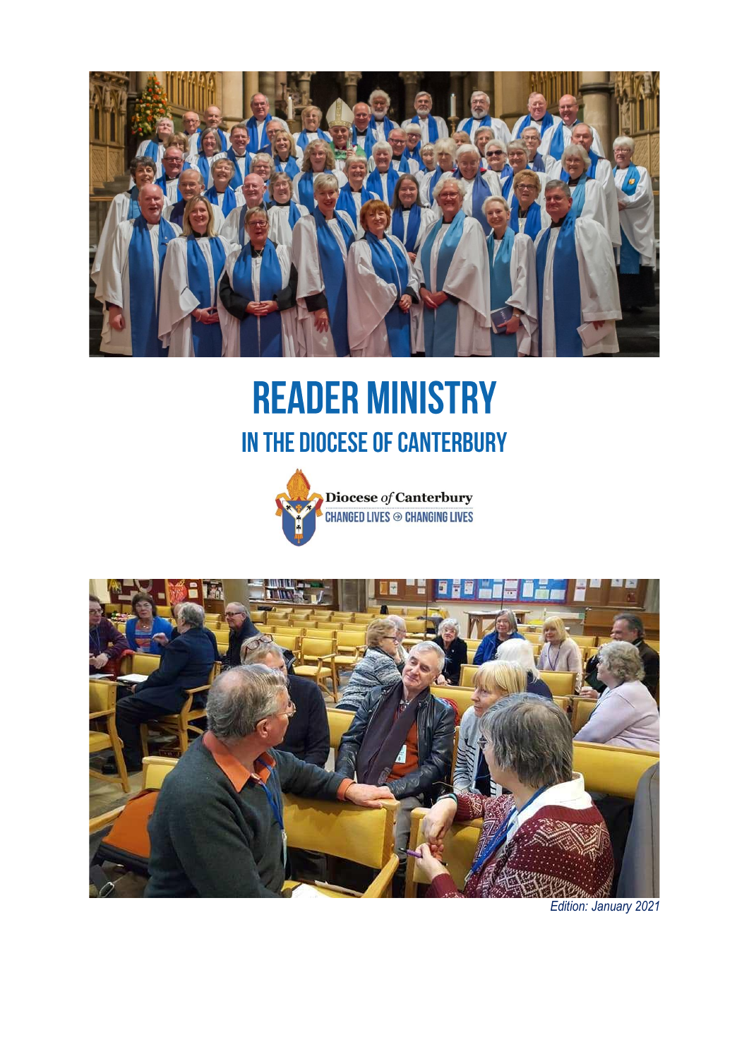# READER MINISTRY

## IN THE DIOCESE OF CANTERBURY

Diocese *of* Canterbury
CHANGED LIVES ⊕ CHANGING LIVES

*Edition: January 2021*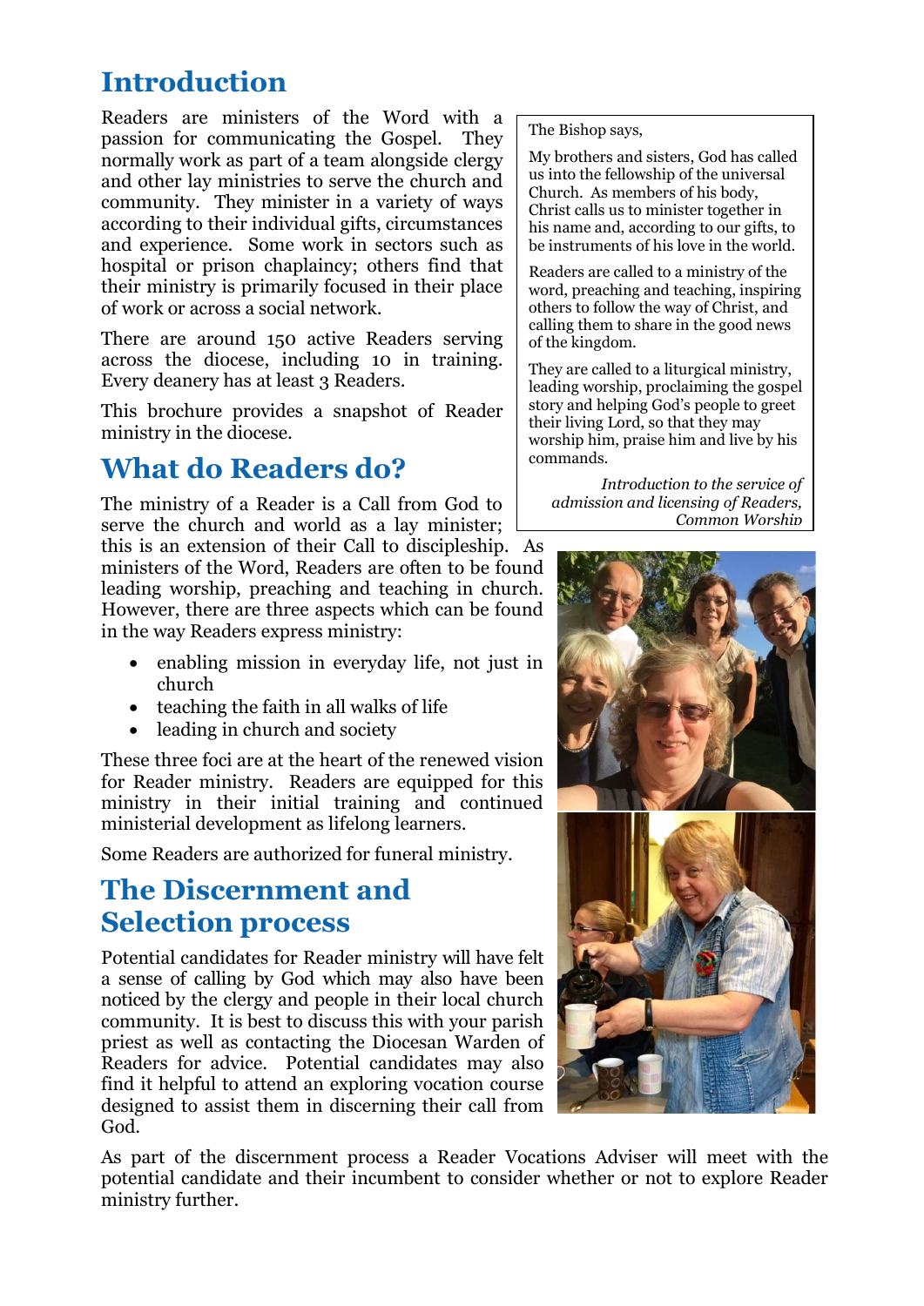## Introduction

Readers are ministers of the Word with a passion for communicating the Gospel. They normally work as part of a team alongside clergy and other lay ministries to serve the church and community. They minister in a variety of ways according to their individual gifts, circumstances and experience. Some work in sectors such as hospital or prison chaplaincy; others find that their ministry is primarily focused in their place of work or across a social network.

There are around 150 active Readers serving across the diocese, including 10 in training. Every deanery has at least 3 Readers.

This brochure provides a snapshot of Reader ministry in the diocese.

> The Bishop says,
>
> My brothers and sisters, God has called us into the fellowship of the universal Church. As members of his body, Christ calls us to minister together in his name and, according to our gifts, to be instruments of his love in the world.
>
> Readers are called to a ministry of the word, preaching and teaching, inspiring others to follow the way of Christ, and calling them to share in the good news of the kingdom.
>
> They are called to a liturgical ministry, leading worship, proclaiming the gospel story and helping God's people to greet their living Lord, so that they may worship him, praise him and live by his commands.
>
> *Introduction to the service of admission and licensing of Readers, Common Worship*

## What do Readers do?

The ministry of a Reader is a Call from God to serve the church and world as a lay minister; this is an extension of their Call to discipleship. As ministers of the Word, Readers are often to be found leading worship, preaching and teaching in church. However, there are three aspects which can be found in the way Readers express ministry:

- enabling mission in everyday life, not just in church
- teaching the faith in all walks of life
- leading in church and society

These three foci are at the heart of the renewed vision for Reader ministry. Readers are equipped for this ministry in their initial training and continued ministerial development as lifelong learners.

Some Readers are authorized for funeral ministry.

## The Discernment and Selection process

Potential candidates for Reader ministry will have felt a sense of calling by God which may also have been noticed by the clergy and people in their local church community. It is best to discuss this with your parish priest as well as contacting the Diocesan Warden of Readers for advice. Potential candidates may also find it helpful to attend an exploring vocation course designed to assist them in discerning their call from God.

As part of the discernment process a Reader Vocations Adviser will meet with the potential candidate and their incumbent to consider whether or not to explore Reader ministry further.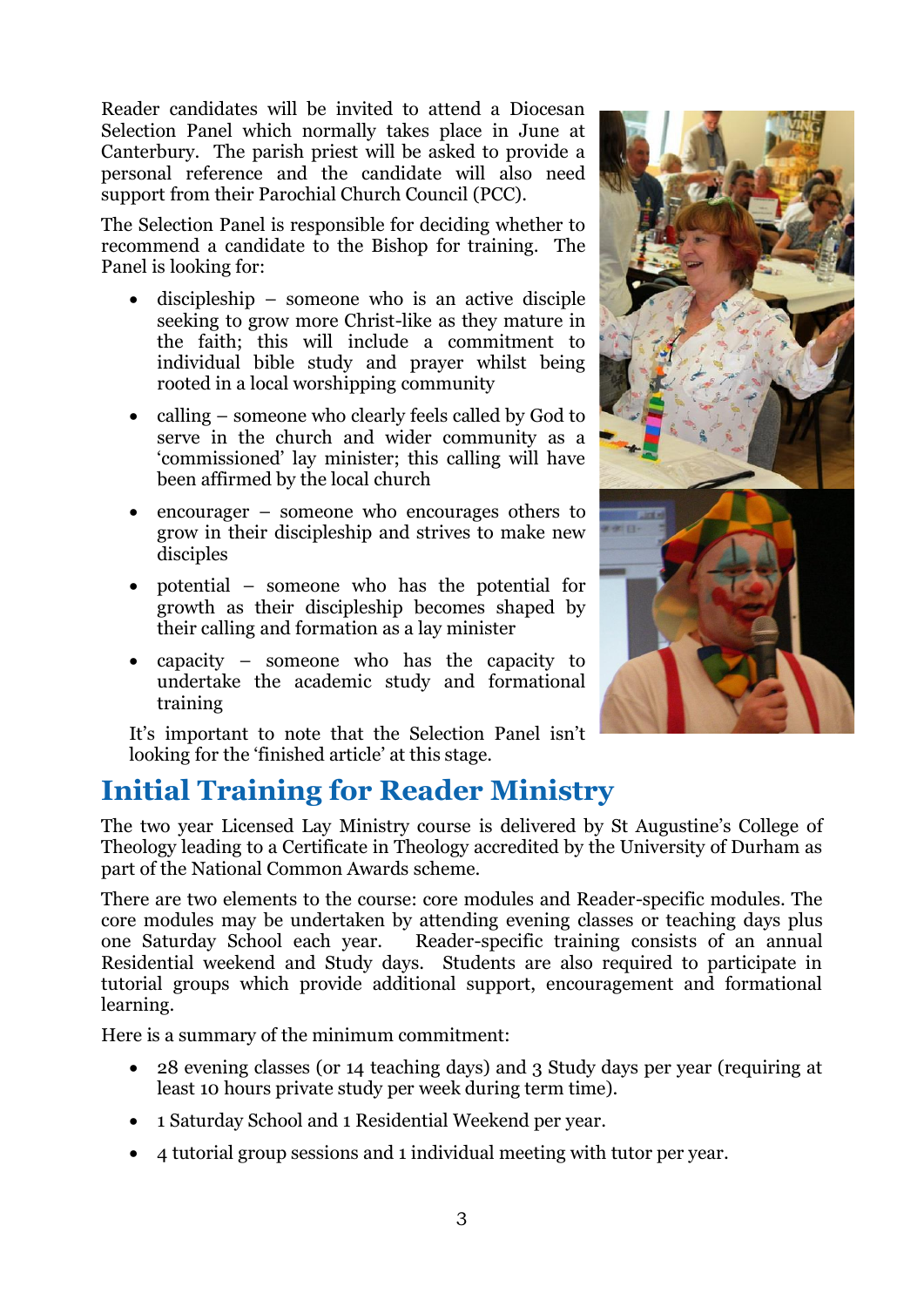Reader candidates will be invited to attend a Diocesan Selection Panel which normally takes place in June at Canterbury. The parish priest will be asked to provide a personal reference and the candidate will also need support from their Parochial Church Council (PCC).

The Selection Panel is responsible for deciding whether to recommend a candidate to the Bishop for training. The Panel is looking for:

- discipleship – someone who is an active disciple seeking to grow more Christ-like as they mature in the faith; this will include a commitment to individual bible study and prayer whilst being rooted in a local worshipping community
- calling – someone who clearly feels called by God to serve in the church and wider community as a 'commissioned' lay minister; this calling will have been affirmed by the local church
- encourager – someone who encourages others to grow in their discipleship and strives to make new disciples
- potential – someone who has the potential for growth as their discipleship becomes shaped by their calling and formation as a lay minister
- capacity – someone who has the capacity to undertake the academic study and formational training

It's important to note that the Selection Panel isn't looking for the 'finished article' at this stage.

## Initial Training for Reader Ministry

The two year Licensed Lay Ministry course is delivered by St Augustine's College of Theology leading to a Certificate in Theology accredited by the University of Durham as part of the National Common Awards scheme.

There are two elements to the course: core modules and Reader-specific modules. The core modules may be undertaken by attending evening classes or teaching days plus one Saturday School each year. Reader-specific training consists of an annual Residential weekend and Study days. Students are also required to participate in tutorial groups which provide additional support, encouragement and formational learning.

Here is a summary of the minimum commitment:

- 28 evening classes (or 14 teaching days) and 3 Study days per year (requiring at least 10 hours private study per week during term time).
- 1 Saturday School and 1 Residential Weekend per year.
- 4 tutorial group sessions and 1 individual meeting with tutor per year.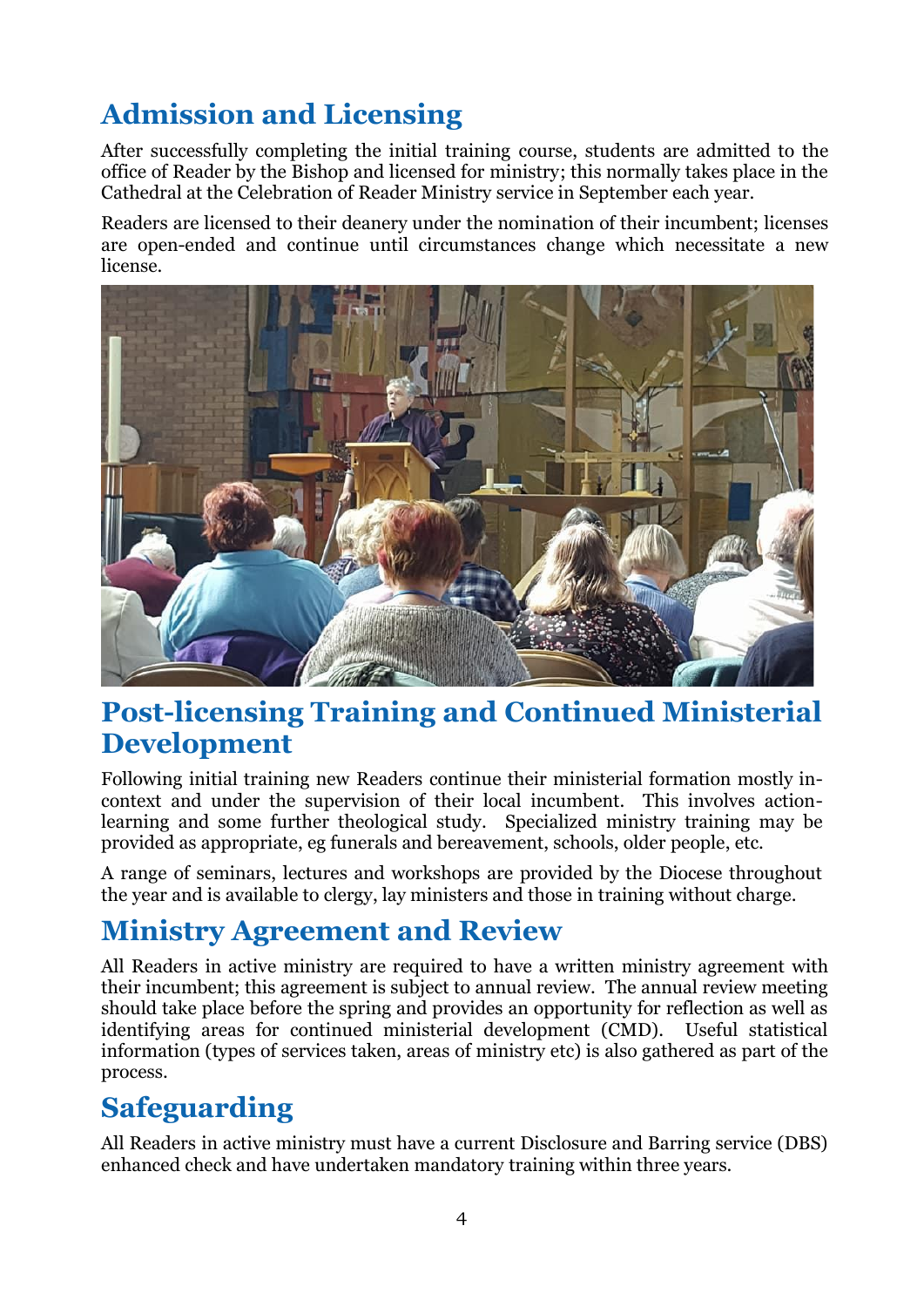## Admission and Licensing

After successfully completing the initial training course, students are admitted to the office of Reader by the Bishop and licensed for ministry; this normally takes place in the Cathedral at the Celebration of Reader Ministry service in September each year.

Readers are licensed to their deanery under the nomination of their incumbent; licenses are open-ended and continue until circumstances change which necessitate a new license.

## Post-licensing Training and Continued Ministerial Development

Following initial training new Readers continue their ministerial formation mostly in-context and under the supervision of their local incumbent. This involves action-learning and some further theological study. Specialized ministry training may be provided as appropriate, eg funerals and bereavement, schools, older people, etc.

A range of seminars, lectures and workshops are provided by the Diocese throughout the year and is available to clergy, lay ministers and those in training without charge.

## Ministry Agreement and Review

All Readers in active ministry are required to have a written ministry agreement with their incumbent; this agreement is subject to annual review. The annual review meeting should take place before the spring and provides an opportunity for reflection as well as identifying areas for continued ministerial development (CMD). Useful statistical information (types of services taken, areas of ministry etc) is also gathered as part of the process.

## Safeguarding

All Readers in active ministry must have a current Disclosure and Barring service (DBS) enhanced check and have undertaken mandatory training within three years.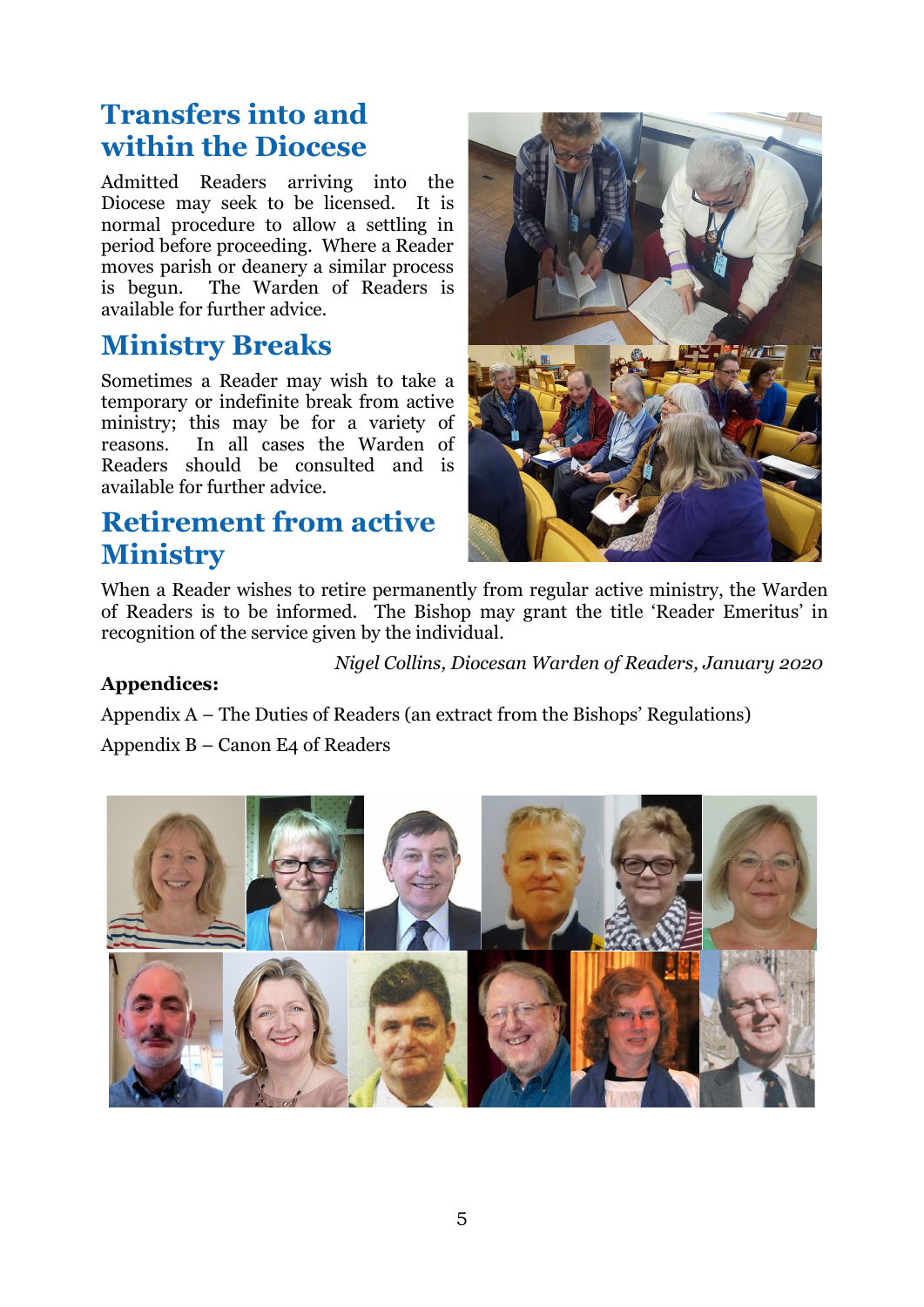## Transfers into and within the Diocese

Admitted Readers arriving into the Diocese may seek to be licensed. It is normal procedure to allow a settling in period before proceeding. Where a Reader moves parish or deanery a similar process is begun. The Warden of Readers is available for further advice.

## Ministry Breaks

Sometimes a Reader may wish to take a temporary or indefinite break from active ministry; this may be for a variety of reasons. In all cases the Warden of Readers should be consulted and is available for further advice.

## Retirement from active Ministry

When a Reader wishes to retire permanently from regular active ministry, the Warden of Readers is to be informed. The Bishop may grant the title 'Reader Emeritus' in recognition of the service given by the individual.

*Nigel Collins, Diocesan Warden of Readers, January 2020*

**Appendices:**

Appendix A – The Duties of Readers (an extract from the Bishops' Regulations)

Appendix B – Canon E4 of Readers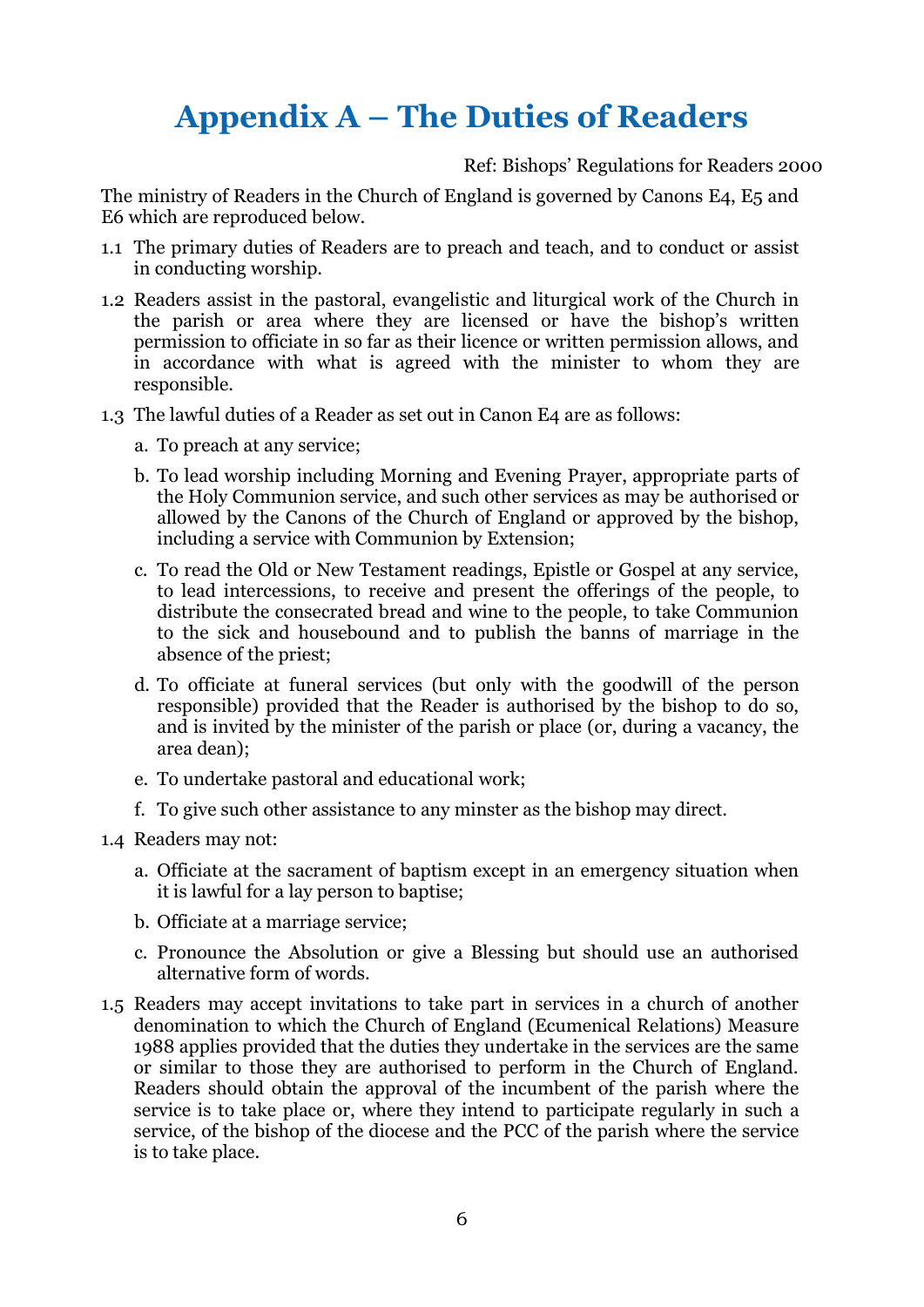# Appendix A – The Duties of Readers

Ref: Bishops' Regulations for Readers 2000

The ministry of Readers in the Church of England is governed by Canons E4, E5 and E6 which are reproduced below.

1.1 The primary duties of Readers are to preach and teach, and to conduct or assist in conducting worship.

1.2 Readers assist in the pastoral, evangelistic and liturgical work of the Church in the parish or area where they are licensed or have the bishop's written permission to officiate in so far as their licence or written permission allows, and in accordance with what is agreed with the minister to whom they are responsible.

1.3 The lawful duties of a Reader as set out in Canon E4 are as follows:

   a. To preach at any service;

   b. To lead worship including Morning and Evening Prayer, appropriate parts of the Holy Communion service, and such other services as may be authorised or allowed by the Canons of the Church of England or approved by the bishop, including a service with Communion by Extension;

   c. To read the Old or New Testament readings, Epistle or Gospel at any service, to lead intercessions, to receive and present the offerings of the people, to distribute the consecrated bread and wine to the people, to take Communion to the sick and housebound and to publish the banns of marriage in the absence of the priest;

   d. To officiate at funeral services (but only with the goodwill of the person responsible) provided that the Reader is authorised by the bishop to do so, and is invited by the minister of the parish or place (or, during a vacancy, the area dean);

   e. To undertake pastoral and educational work;

   f. To give such other assistance to any minster as the bishop may direct.

1.4 Readers may not:

   a. Officiate at the sacrament of baptism except in an emergency situation when it is lawful for a lay person to baptise;

   b. Officiate at a marriage service;

   c. Pronounce the Absolution or give a Blessing but should use an authorised alternative form of words.

1.5 Readers may accept invitations to take part in services in a church of another denomination to which the Church of England (Ecumenical Relations) Measure 1988 applies provided that the duties they undertake in the services are the same or similar to those they are authorised to perform in the Church of England. Readers should obtain the approval of the incumbent of the parish where the service is to take place or, where they intend to participate regularly in such a service, of the bishop of the diocese and the PCC of the parish where the service is to take place.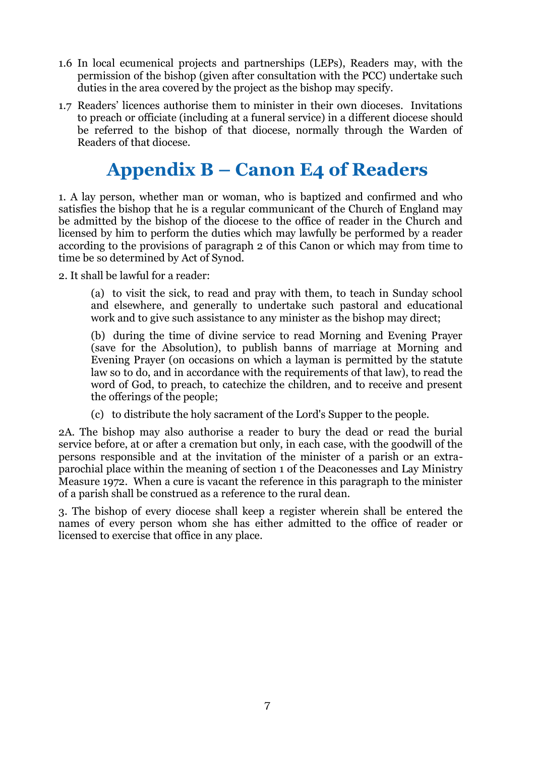1.6 In local ecumenical projects and partnerships (LEPs), Readers may, with the permission of the bishop (given after consultation with the PCC) undertake such duties in the area covered by the project as the bishop may specify.

1.7 Readers' licences authorise them to minister in their own dioceses. Invitations to preach or officiate (including at a funeral service) in a different diocese should be referred to the bishop of that diocese, normally through the Warden of Readers of that diocese.

# Appendix B – Canon E4 of Readers

1. A lay person, whether man or woman, who is baptized and confirmed and who satisfies the bishop that he is a regular communicant of the Church of England may be admitted by the bishop of the diocese to the office of reader in the Church and licensed by him to perform the duties which may lawfully be performed by a reader according to the provisions of paragraph 2 of this Canon or which may from time to time be so determined by Act of Synod.

2. It shall be lawful for a reader:

> (a) to visit the sick, to read and pray with them, to teach in Sunday school and elsewhere, and generally to undertake such pastoral and educational work and to give such assistance to any minister as the bishop may direct;
>
> (b) during the time of divine service to read Morning and Evening Prayer (save for the Absolution), to publish banns of marriage at Morning and Evening Prayer (on occasions on which a layman is permitted by the statute law so to do, and in accordance with the requirements of that law), to read the word of God, to preach, to catechize the children, and to receive and present the offerings of the people;
>
> (c) to distribute the holy sacrament of the Lord's Supper to the people.

2A. The bishop may also authorise a reader to bury the dead or read the burial service before, at or after a cremation but only, in each case, with the goodwill of the persons responsible and at the invitation of the minister of a parish or an extra-parochial place within the meaning of section 1 of the Deaconesses and Lay Ministry Measure 1972. When a cure is vacant the reference in this paragraph to the minister of a parish shall be construed as a reference to the rural dean.

3. The bishop of every diocese shall keep a register wherein shall be entered the names of every person whom she has either admitted to the office of reader or licensed to exercise that office in any place.